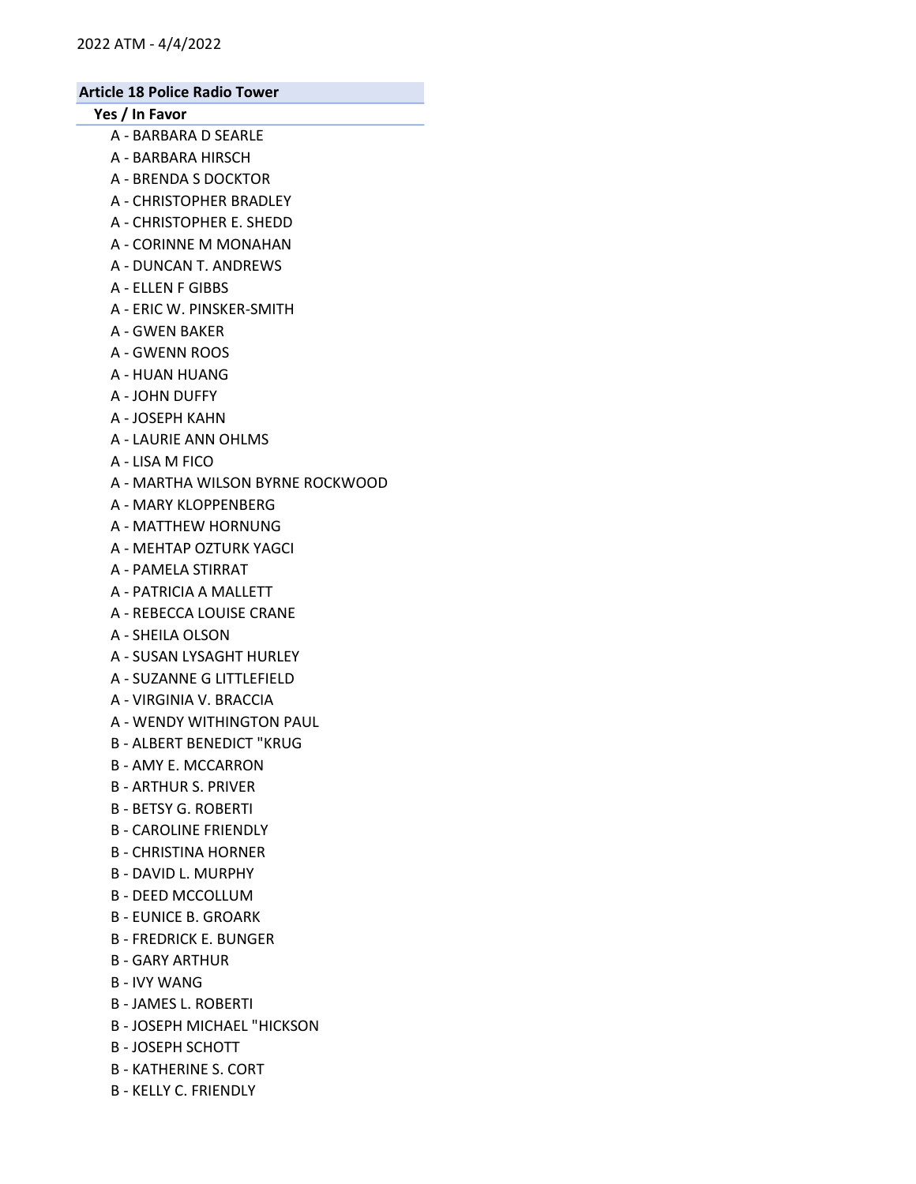## Article 18 Police Radio Tower

### Yes / In Favor

- A - BARBARA D SEARLE
- A - BARBARA HIRSCH
- A - BRENDA S DOCKTOR
- A - CHRISTOPHER BRADLEY
- A - CHRISTOPHER E. SHEDD
- A - CORINNE M MONAHAN
- A - DUNCAN T. ANDREWS
- A - ELLEN F GIBBS
- A - ERIC W. PINSKER-SMITH
- A - GWEN BAKER
- A - GWENN ROOS
- A - HUAN HUANG
- A - JOHN DUFFY
- A - JOSEPH KAHN
- A - LAURIE ANN OHLMS
- A - LISA M FICO
- A - MARTHA WILSON BYRNE ROCKWOOD
- A - MARY KLOPPENBERG
- A - MATTHEW HORNUNG
- A - MEHTAP OZTURK YAGCI
- A - PAMELA STIRRAT
- A - PATRICIA A MALLETT
- A - REBECCA LOUISE CRANE
- A - SHEILA OLSON
- A - SUSAN LYSAGHT HURLEY
- A - SUZANNE G LITTLEFIELD
- A - VIRGINIA V. BRACCIA
- A - WENDY WITHINGTON PAUL
- B - ALBERT BENEDICT "KRUG
- B - AMY E. MCCARRON
- B - ARTHUR S. PRIVER
- B - BETSY G. ROBERTI
- B - CAROLINE FRIENDLY
- B - CHRISTINA HORNER
- B - DAVID L. MURPHY
- B - DEED MCCOLLUM
- B - EUNICE B. GROARK
- B - FREDRICK E. BUNGER
- B - GARY ARTHUR
- B - IVY WANG
- B - JAMES L. ROBERTI
- B - JOSEPH MICHAEL "HICKSON
- B - JOSEPH SCHOTT
- B - KATHERINE S. CORT
- B - KELLY C. FRIENDLY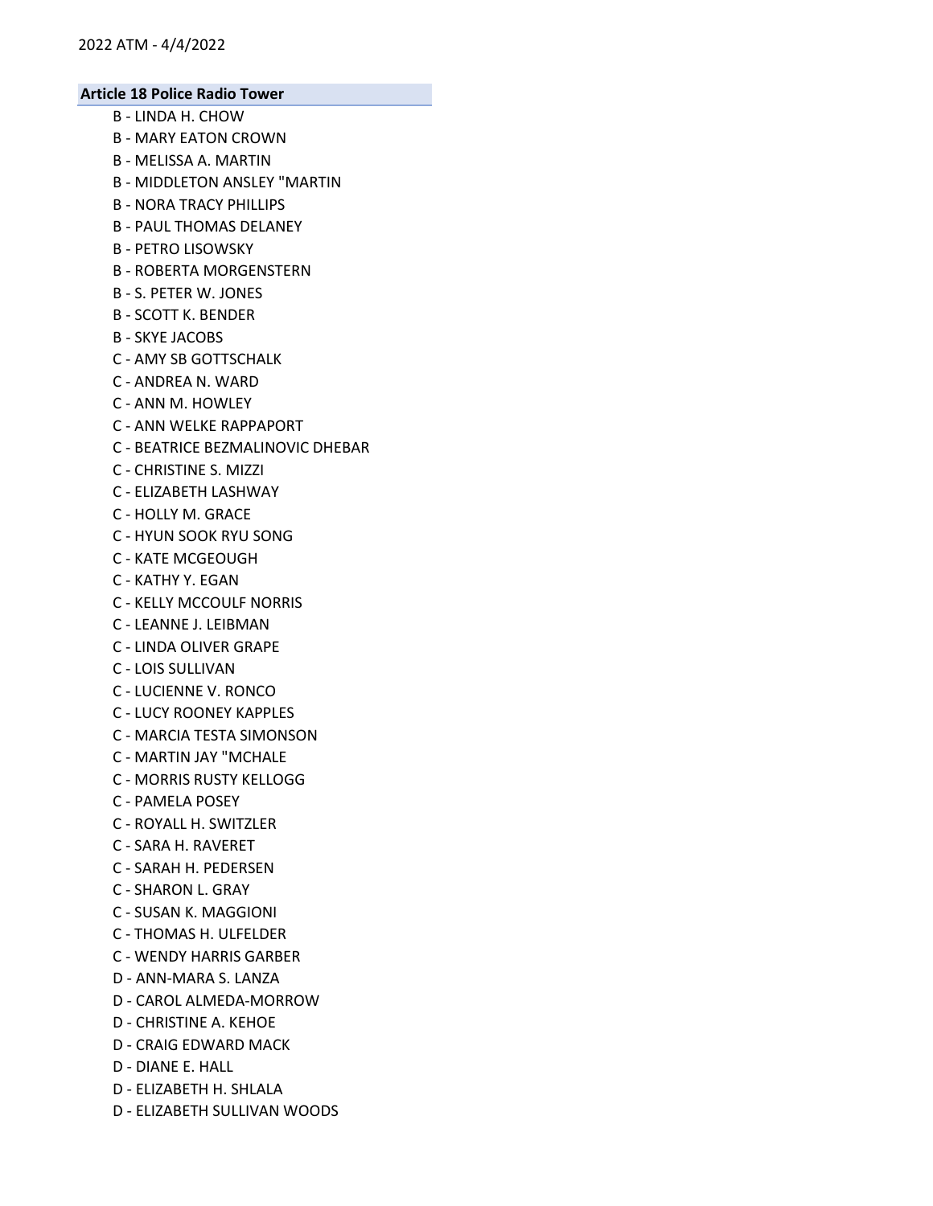**Article 18 Police Radio Tower**

- B - LINDA H. CHOW
- B - MARY EATON CROWN
- B - MELISSA A. MARTIN
- B - MIDDLETON ANSLEY "MARTIN
- B - NORA TRACY PHILLIPS
- B - PAUL THOMAS DELANEY
- B - PETRO LISOWSKY
- B - ROBERTA MORGENSTERN
- B - S. PETER W. JONES
- B - SCOTT K. BENDER
- B - SKYE JACOBS
- C - AMY SB GOTTSCHALK
- C - ANDREA N. WARD
- C - ANN M. HOWLEY
- C - ANN WELKE RAPPAPORT
- C - BEATRICE BEZMALINOVIC DHEBAR
- C - CHRISTINE S. MIZZI
- C - ELIZABETH LASHWAY
- C - HOLLY M. GRACE
- C - HYUN SOOK RYU SONG
- C - KATE MCGEOUGH
- C - KATHY Y. EGAN
- C - KELLY MCCOULF NORRIS
- C - LEANNE J. LEIBMAN
- C - LINDA OLIVER GRAPE
- C - LOIS SULLIVAN
- C - LUCIENNE V. RONCO
- C - LUCY ROONEY KAPPLES
- C - MARCIA TESTA SIMONSON
- C - MARTIN JAY "MCHALE
- C - MORRIS RUSTY KELLOGG
- C - PAMELA POSEY
- C - ROYALL H. SWITZLER
- C - SARA H. RAVERET
- C - SARAH H. PEDERSEN
- C - SHARON L. GRAY
- C - SUSAN K. MAGGIONI
- C - THOMAS H. ULFELDER
- C - WENDY HARRIS GARBER
- D - ANN-MARA S. LANZA
- D - CAROL ALMEDA-MORROW
- D - CHRISTINE A. KEHOE
- D - CRAIG EDWARD MACK
- D - DIANE E. HALL
- D - ELIZABETH H. SHLALA
- D - ELIZABETH SULLIVAN WOODS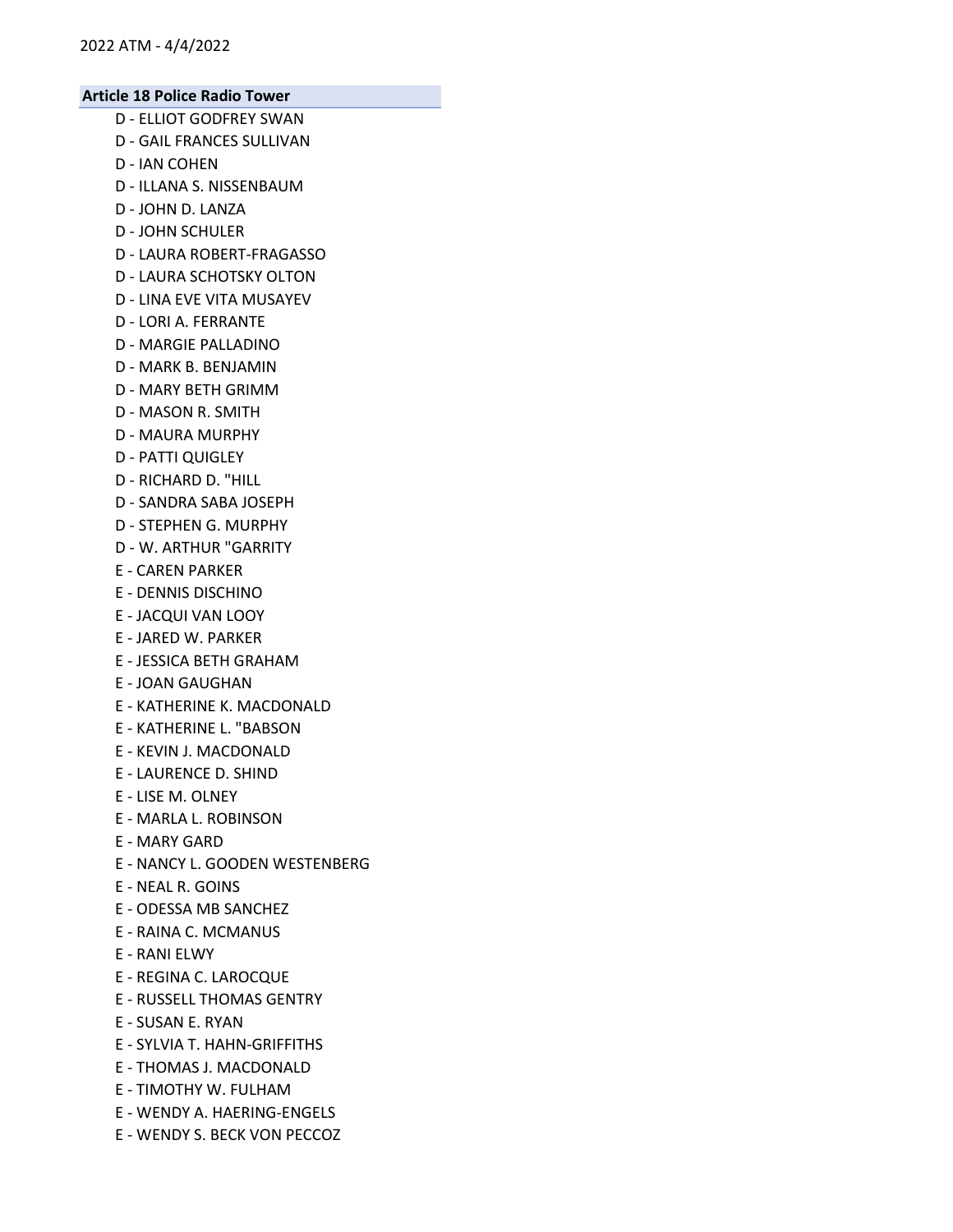**Article 18 Police Radio Tower**

D - ELLIOT GODFREY SWAN
D - GAIL FRANCES SULLIVAN
D - IAN COHEN
D - ILLANA S. NISSENBAUM
D - JOHN D. LANZA
D - JOHN SCHULER
D - LAURA ROBERT-FRAGASSO
D - LAURA SCHOTSKY OLTON
D - LINA EVE VITA MUSAYEV
D - LORI A. FERRANTE
D - MARGIE PALLADINO
D - MARK B. BENJAMIN
D - MARY BETH GRIMM
D - MASON R. SMITH
D - MAURA MURPHY
D - PATTI QUIGLEY
D - RICHARD D. "HILL
D - SANDRA SABA JOSEPH
D - STEPHEN G. MURPHY
D - W. ARTHUR "GARRITY
E - CAREN PARKER
E - DENNIS DISCHINO
E - JACQUI VAN LOOY
E - JARED W. PARKER
E - JESSICA BETH GRAHAM
E - JOAN GAUGHAN
E - KATHERINE K. MACDONALD
E - KATHERINE L. "BABSON
E - KEVIN J. MACDONALD
E - LAURENCE D. SHIND
E - LISE M. OLNEY
E - MARLA L. ROBINSON
E - MARY GARD
E - NANCY L. GOODEN WESTENBERG
E - NEAL R. GOINS
E - ODESSA MB SANCHEZ
E - RAINA C. MCMANUS
E - RANI ELWY
E - REGINA C. LAROCQUE
E - RUSSELL THOMAS GENTRY
E - SUSAN E. RYAN
E - SYLVIA T. HAHN-GRIFFITHS
E - THOMAS J. MACDONALD
E - TIMOTHY W. FULHAM
E - WENDY A. HAERING-ENGELS
E - WENDY S. BECK VON PECCOZ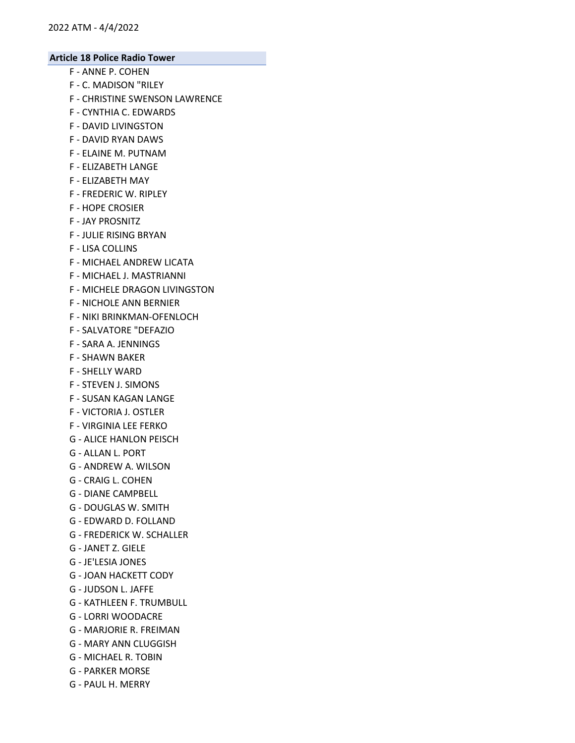**Article 18 Police Radio Tower**

F - ANNE P. COHEN
F - C. MADISON "RILEY
F - CHRISTINE SWENSON LAWRENCE
F - CYNTHIA C. EDWARDS
F - DAVID LIVINGSTON
F - DAVID RYAN DAWS
F - ELAINE M. PUTNAM
F - ELIZABETH LANGE
F - ELIZABETH MAY
F - FREDERIC W. RIPLEY
F - HOPE CROSIER
F - JAY PROSNITZ
F - JULIE RISING BRYAN
F - LISA COLLINS
F - MICHAEL ANDREW LICATA
F - MICHAEL J. MASTRIANNI
F - MICHELE DRAGON LIVINGSTON
F - NICHOLE ANN BERNIER
F - NIKI BRINKMAN-OFENLOCH
F - SALVATORE "DEFAZIO
F - SARA A. JENNINGS
F - SHAWN BAKER
F - SHELLY WARD
F - STEVEN J. SIMONS
F - SUSAN KAGAN LANGE
F - VICTORIA J. OSTLER
F - VIRGINIA LEE FERKO
G - ALICE HANLON PEISCH
G - ALLAN L. PORT
G - ANDREW A. WILSON
G - CRAIG L. COHEN
G - DIANE CAMPBELL
G - DOUGLAS W. SMITH
G - EDWARD D. FOLLAND
G - FREDERICK W. SCHALLER
G - JANET Z. GIELE
G - JE'LESIA JONES
G - JOAN HACKETT CODY
G - JUDSON L. JAFFE
G - KATHLEEN F. TRUMBULL
G - LORRI WOODACRE
G - MARJORIE R. FREIMAN
G - MARY ANN CLUGGISH
G - MICHAEL R. TOBIN
G - PARKER MORSE
G - PAUL H. MERRY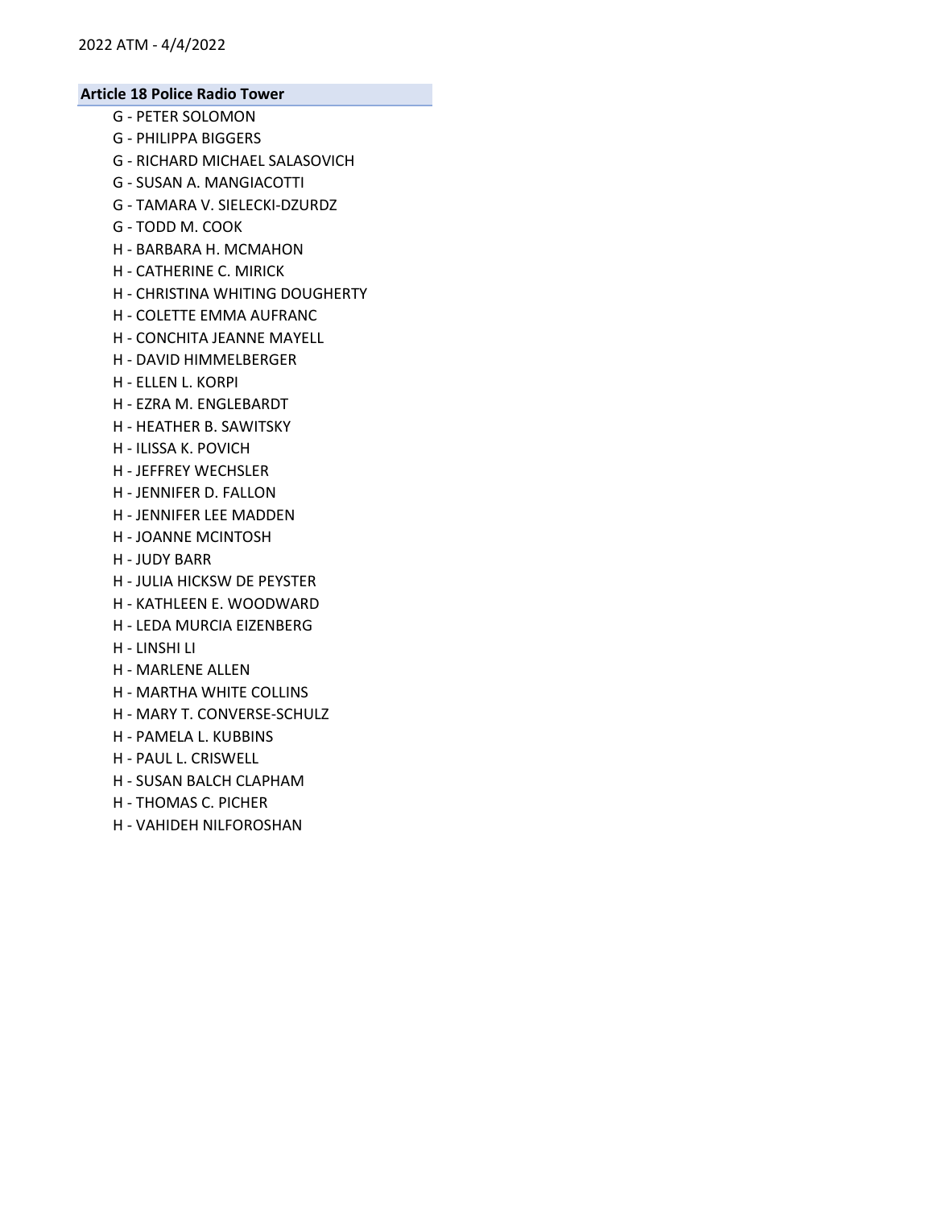**Article 18 Police Radio Tower**

- G - PETER SOLOMON
- G - PHILIPPA BIGGERS
- G - RICHARD MICHAEL SALASOVICH
- G - SUSAN A. MANGIACOTTI
- G - TAMARA V. SIELECKI-DZURDZ
- G - TODD M. COOK
- H - BARBARA H. MCMAHON
- H - CATHERINE C. MIRICK
- H - CHRISTINA WHITING DOUGHERTY
- H - COLETTE EMMA AUFRANC
- H - CONCHITA JEANNE MAYELL
- H - DAVID HIMMELBERGER
- H - ELLEN L. KORPI
- H - EZRA M. ENGLEBARDT
- H - HEATHER B. SAWITSKY
- H - ILISSA K. POVICH
- H - JEFFREY WECHSLER
- H - JENNIFER D. FALLON
- H - JENNIFER LEE MADDEN
- H - JOANNE MCINTOSH
- H - JUDY BARR
- H - JULIA HICKSW DE PEYSTER
- H - KATHLEEN E. WOODWARD
- H - LEDA MURCIA EIZENBERG
- H - LINSHI LI
- H - MARLENE ALLEN
- H - MARTHA WHITE COLLINS
- H - MARY T. CONVERSE-SCHULZ
- H - PAMELA L. KUBBINS
- H - PAUL L. CRISWELL
- H - SUSAN BALCH CLAPHAM
- H - THOMAS C. PICHER
- H - VAHIDEH NILFOROSHAN